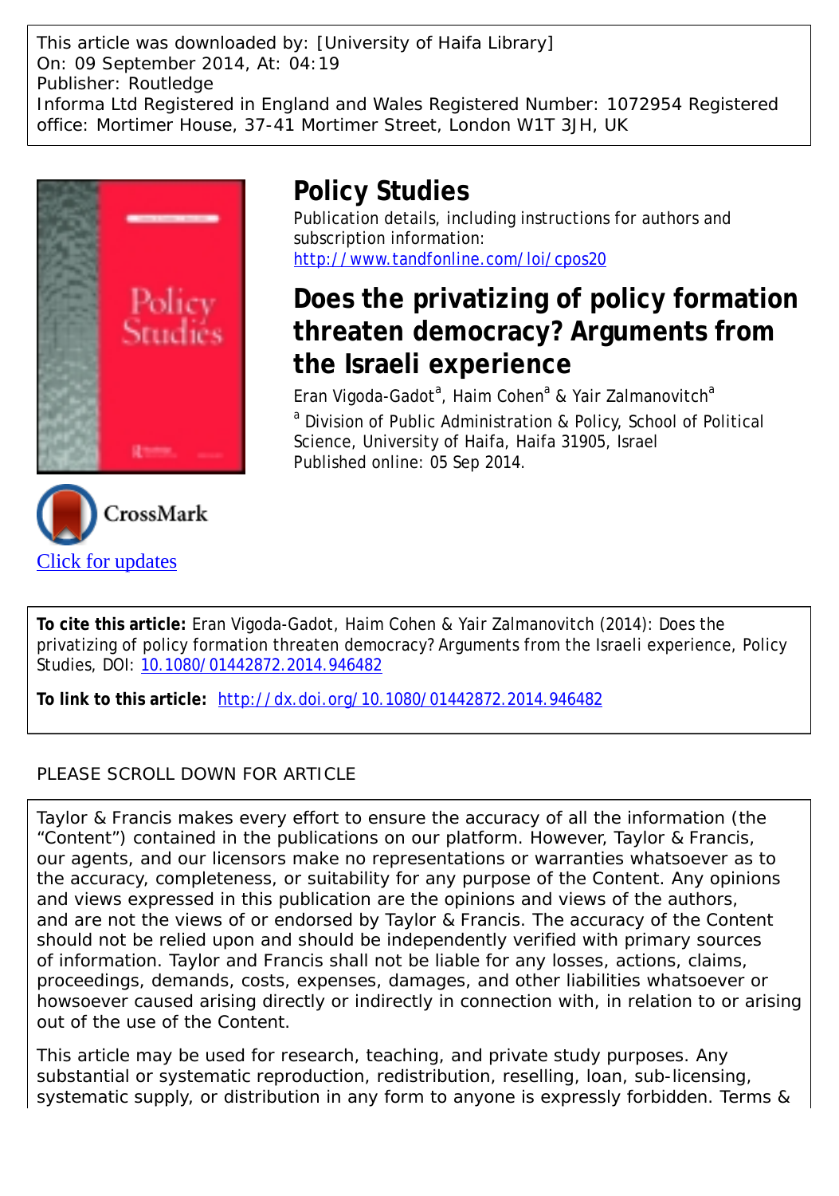This article was downloaded by: [University of Haifa Library]
On: 09 September 2014, At: 04:19
Publisher: Routledge
Informa Ltd Registered in England and Wales Registered Number: 1072954 Registered office: Mortimer House, 37-41 Mortimer Street, London W1T 3JH, UK

# Policy Studies

Publication details, including instructions for authors and subscription information:
http://www.tandfonline.com/loi/cpos20

## Does the privatizing of policy formation threaten democracy? Arguments from the Israeli experience

Eran Vigoda-Gadot[a], Haim Cohen[a] & Yair Zalmanovitch[a]

[a] Division of Public Administration & Policy, School of Political Science, University of Haifa, Haifa 31905, Israel

Published online: 05 Sep 2014.

Click for updates

**To cite this article:** Eran Vigoda-Gadot, Haim Cohen & Yair Zalmanovitch (2014): Does the privatizing of policy formation threaten democracy? Arguments from the Israeli experience, Policy Studies, DOI: 10.1080/01442872.2014.946482

**To link to this article:** http://dx.doi.org/10.1080/01442872.2014.946482

PLEASE SCROLL DOWN FOR ARTICLE

Taylor & Francis makes every effort to ensure the accuracy of all the information (the "Content") contained in the publications on our platform. However, Taylor & Francis, our agents, and our licensors make no representations or warranties whatsoever as to the accuracy, completeness, or suitability for any purpose of the Content. Any opinions and views expressed in this publication are the opinions and views of the authors, and are not the views of or endorsed by Taylor & Francis. The accuracy of the Content should not be relied upon and should be independently verified with primary sources of information. Taylor and Francis shall not be liable for any losses, actions, claims, proceedings, demands, costs, expenses, damages, and other liabilities whatsoever or howsoever caused arising directly or indirectly in connection with, in relation to or arising out of the use of the Content.

This article may be used for research, teaching, and private study purposes. Any substantial or systematic reproduction, redistribution, reselling, loan, sub-licensing, systematic supply, or distribution in any form to anyone is expressly forbidden. Terms &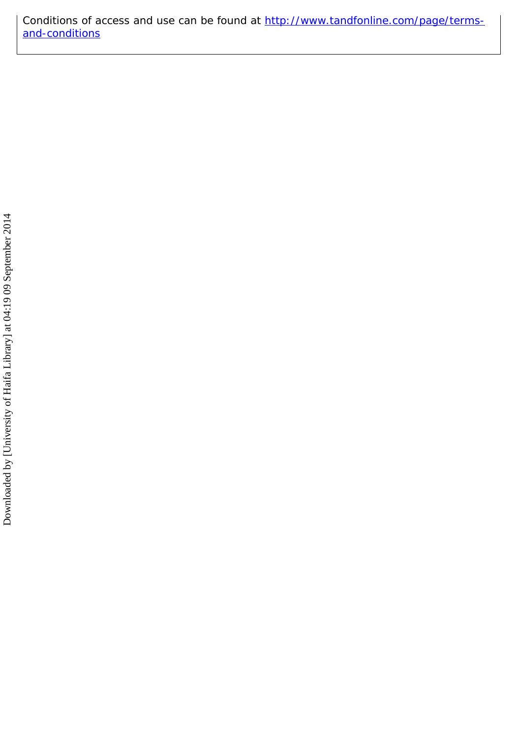Conditions of access and use can be found at [http://www.tandfonline.com/page/terms-and-conditions](http://www.tandfonline.com/page/terms-and-conditions)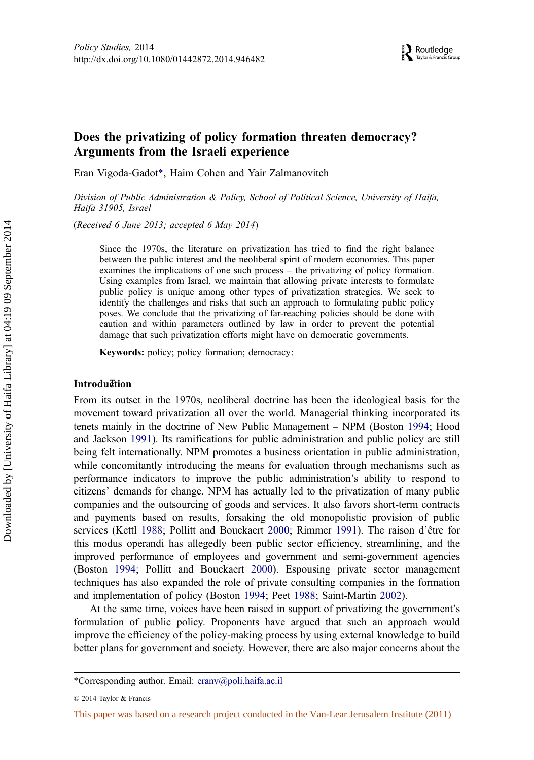*Policy Studies,* 2014
http://dx.doi.org/10.1080/01442872.2014.946482

# Does the privatizing of policy formation threaten democracy? Arguments from the Israeli experience

Eran Vigoda-Gadot*, Haim Cohen and Yair Zalmanovitch

*Division of Public Administration & Policy, School of Political Science, University of Haifa, Haifa 31905, Israel*

(*Received 6 June 2013; accepted 6 May 2014*)

Since the 1970s, the literature on privatization has tried to find the right balance between the public interest and the neoliberal spirit of modern economies. This paper examines the implications of one such process – the privatizing of policy formation. Using examples from Israel, we maintain that allowing private interests to formulate public policy is unique among other types of privatization strategies. We seek to identify the challenges and risks that such an approach to formulating public policy poses. We conclude that the privatizing of far-reaching policies should be done with caution and within parameters outlined by law in order to prevent the potential damage that such privatization efforts might have on democratic governments.

**Keywords:** policy; policy formation; democracy:

## Introduction

From its outset in the 1970s, neoliberal doctrine has been the ideological basis for the movement toward privatization all over the world. Managerial thinking incorporated its tenets mainly in the doctrine of New Public Management – NPM (Boston 1994; Hood and Jackson 1991). Its ramifications for public administration and public policy are still being felt internationally. NPM promotes a business orientation in public administration, while concomitantly introducing the means for evaluation through mechanisms such as performance indicators to improve the public administration's ability to respond to citizens' demands for change. NPM has actually led to the privatization of many public companies and the outsourcing of goods and services. It also favors short-term contracts and payments based on results, forsaking the old monopolistic provision of public services (Kettl 1988; Pollitt and Bouckaert 2000; Rimmer 1991). The raison d'être for this modus operandi has allegedly been public sector efficiency, streamlining, and the improved performance of employees and government and semi-government agencies (Boston 1994; Pollitt and Bouckaert 2000). Espousing private sector management techniques has also expanded the role of private consulting companies in the formation and implementation of policy (Boston 1994; Peet 1988; Saint-Martin 2002).

At the same time, voices have been raised in support of privatizing the government's formulation of public policy. Proponents have argued that such an approach would improve the efficiency of the policy-making process by using external knowledge to build better plans for government and society. However, there are also major concerns about the

---

*Corresponding author. Email: eranv@poli.haifa.ac.il

© 2014 Taylor & Francis

This paper was based on a research project conducted in the Van-Lear Jerusalem Institute (2011)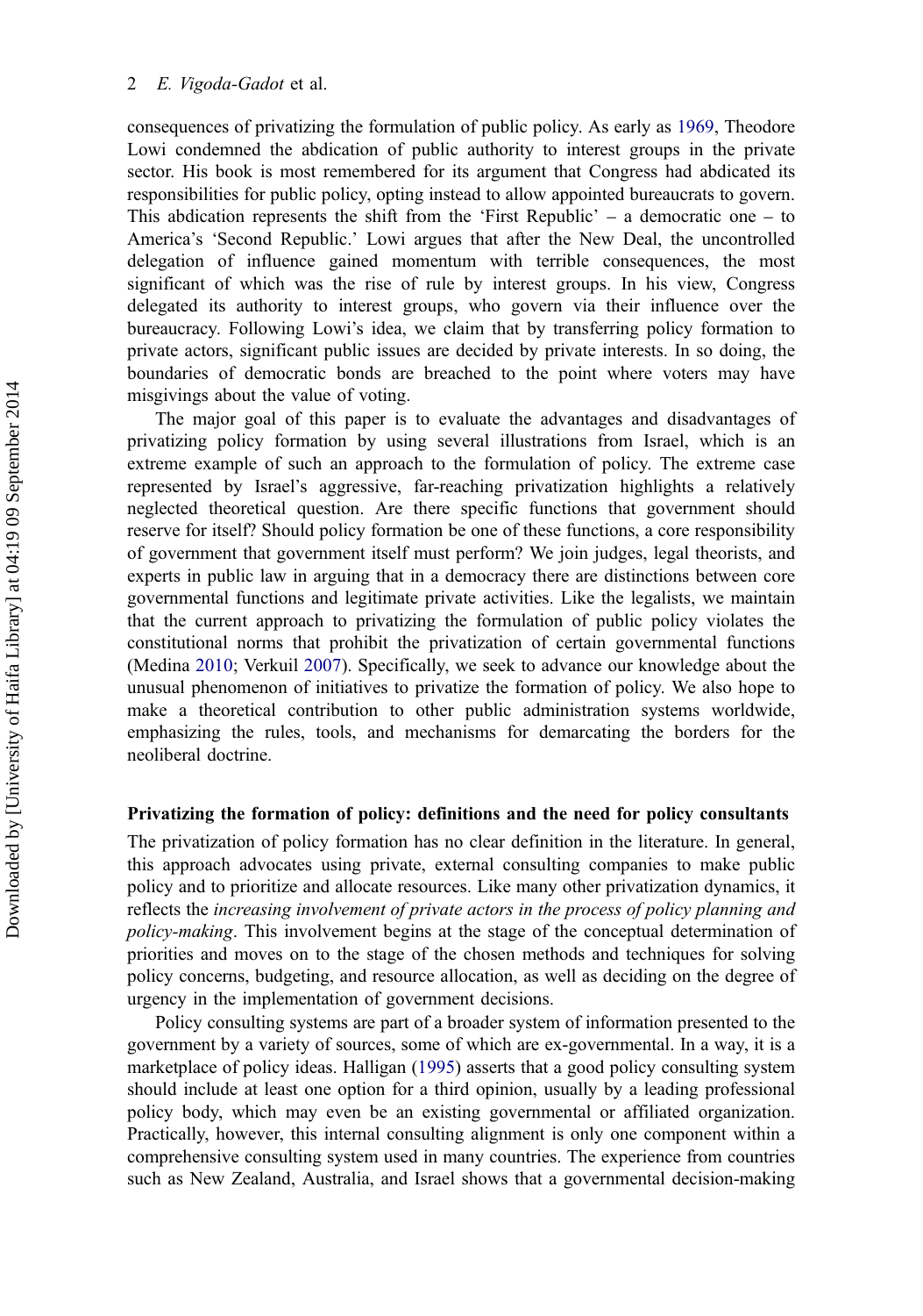consequences of privatizing the formulation of public policy. As early as 1969, Theodore Lowi condemned the abdication of public authority to interest groups in the private sector. His book is most remembered for its argument that Congress had abdicated its responsibilities for public policy, opting instead to allow appointed bureaucrats to govern. This abdication represents the shift from the 'First Republic' – a democratic one – to America's 'Second Republic.' Lowi argues that after the New Deal, the uncontrolled delegation of influence gained momentum with terrible consequences, the most significant of which was the rise of rule by interest groups. In his view, Congress delegated its authority to interest groups, who govern via their influence over the bureaucracy. Following Lowi's idea, we claim that by transferring policy formation to private actors, significant public issues are decided by private interests. In so doing, the boundaries of democratic bonds are breached to the point where voters may have misgivings about the value of voting.

The major goal of this paper is to evaluate the advantages and disadvantages of privatizing policy formation by using several illustrations from Israel, which is an extreme example of such an approach to the formulation of policy. The extreme case represented by Israel's aggressive, far-reaching privatization highlights a relatively neglected theoretical question. Are there specific functions that government should reserve for itself? Should policy formation be one of these functions, a core responsibility of government that government itself must perform? We join judges, legal theorists, and experts in public law in arguing that in a democracy there are distinctions between core governmental functions and legitimate private activities. Like the legalists, we maintain that the current approach to privatizing the formulation of public policy violates the constitutional norms that prohibit the privatization of certain governmental functions (Medina 2010; Verkuil 2007). Specifically, we seek to advance our knowledge about the unusual phenomenon of initiatives to privatize the formation of policy. We also hope to make a theoretical contribution to other public administration systems worldwide, emphasizing the rules, tools, and mechanisms for demarcating the borders for the neoliberal doctrine.

## Privatizing the formation of policy: definitions and the need for policy consultants

The privatization of policy formation has no clear definition in the literature. In general, this approach advocates using private, external consulting companies to make public policy and to prioritize and allocate resources. Like many other privatization dynamics, it reflects the *increasing involvement of private actors in the process of policy planning and policy-making*. This involvement begins at the stage of the conceptual determination of priorities and moves on to the stage of the chosen methods and techniques for solving policy concerns, budgeting, and resource allocation, as well as deciding on the degree of urgency in the implementation of government decisions.

Policy consulting systems are part of a broader system of information presented to the government by a variety of sources, some of which are ex-governmental. In a way, it is a marketplace of policy ideas. Halligan (1995) asserts that a good policy consulting system should include at least one option for a third opinion, usually by a leading professional policy body, which may even be an existing governmental or affiliated organization. Practically, however, this internal consulting alignment is only one component within a comprehensive consulting system used in many countries. The experience from countries such as New Zealand, Australia, and Israel shows that a governmental decision-making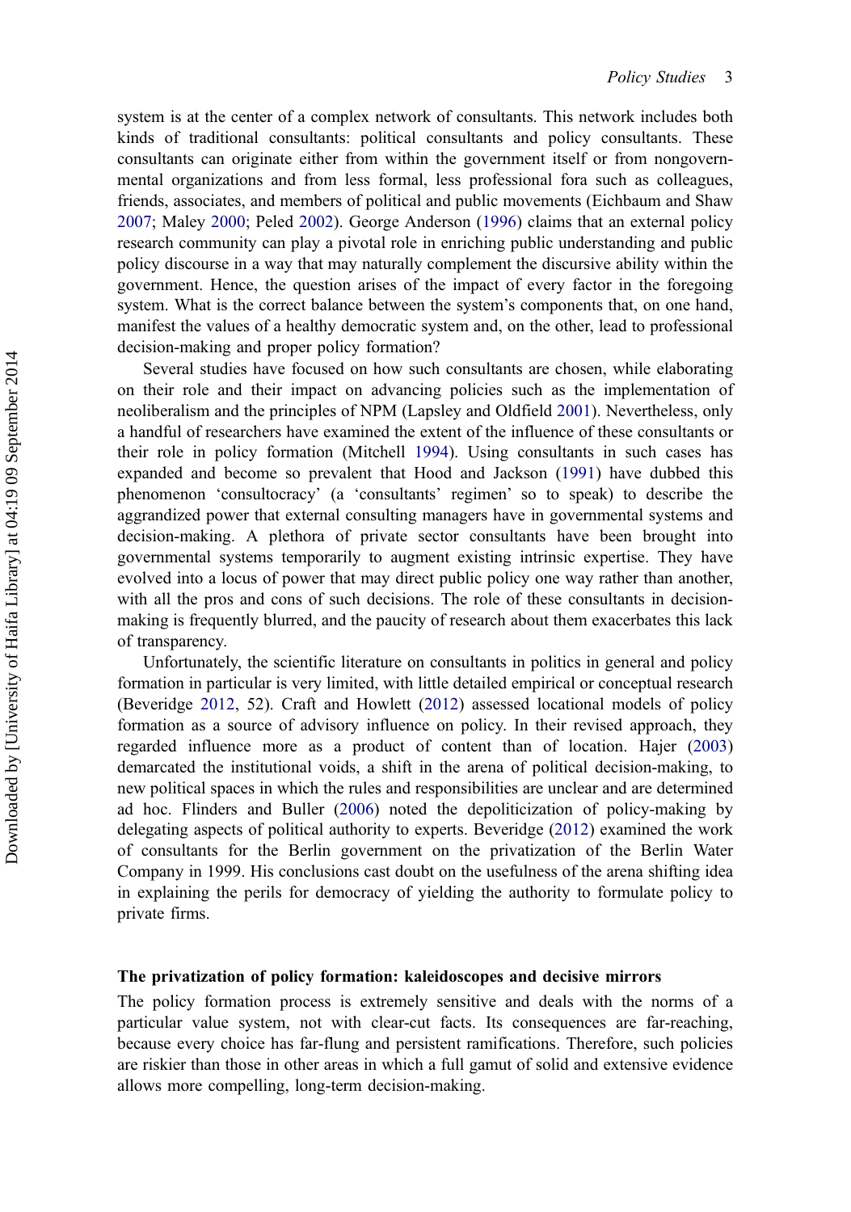system is at the center of a complex network of consultants. This network includes both kinds of traditional consultants: political consultants and policy consultants. These consultants can originate either from within the government itself or from nongovernmental organizations and from less formal, less professional fora such as colleagues, friends, associates, and members of political and public movements (Eichbaum and Shaw 2007; Maley 2000; Peled 2002). George Anderson (1996) claims that an external policy research community can play a pivotal role in enriching public understanding and public policy discourse in a way that may naturally complement the discursive ability within the government. Hence, the question arises of the impact of every factor in the foregoing system. What is the correct balance between the system's components that, on one hand, manifest the values of a healthy democratic system and, on the other, lead to professional decision-making and proper policy formation?

Several studies have focused on how such consultants are chosen, while elaborating on their role and their impact on advancing policies such as the implementation of neoliberalism and the principles of NPM (Lapsley and Oldfield 2001). Nevertheless, only a handful of researchers have examined the extent of the influence of these consultants or their role in policy formation (Mitchell 1994). Using consultants in such cases has expanded and become so prevalent that Hood and Jackson (1991) have dubbed this phenomenon 'consultocracy' (a 'consultants' regimen' so to speak) to describe the aggrandized power that external consulting managers have in governmental systems and decision-making. A plethora of private sector consultants have been brought into governmental systems temporarily to augment existing intrinsic expertise. They have evolved into a locus of power that may direct public policy one way rather than another, with all the pros and cons of such decisions. The role of these consultants in decision-making is frequently blurred, and the paucity of research about them exacerbates this lack of transparency.

Unfortunately, the scientific literature on consultants in politics in general and policy formation in particular is very limited, with little detailed empirical or conceptual research (Beveridge 2012, 52). Craft and Howlett (2012) assessed locational models of policy formation as a source of advisory influence on policy. In their revised approach, they regarded influence more as a product of content than of location. Hajer (2003) demarcated the institutional voids, a shift in the arena of political decision-making, to new political spaces in which the rules and responsibilities are unclear and are determined ad hoc. Flinders and Buller (2006) noted the depoliticization of policy-making by delegating aspects of political authority to experts. Beveridge (2012) examined the work of consultants for the Berlin government on the privatization of the Berlin Water Company in 1999. His conclusions cast doubt on the usefulness of the arena shifting idea in explaining the perils for democracy of yielding the authority to formulate policy to private firms.

## The privatization of policy formation: kaleidoscopes and decisive mirrors

The policy formation process is extremely sensitive and deals with the norms of a particular value system, not with clear-cut facts. Its consequences are far-reaching, because every choice has far-flung and persistent ramifications. Therefore, such policies are riskier than those in other areas in which a full gamut of solid and extensive evidence allows more compelling, long-term decision-making.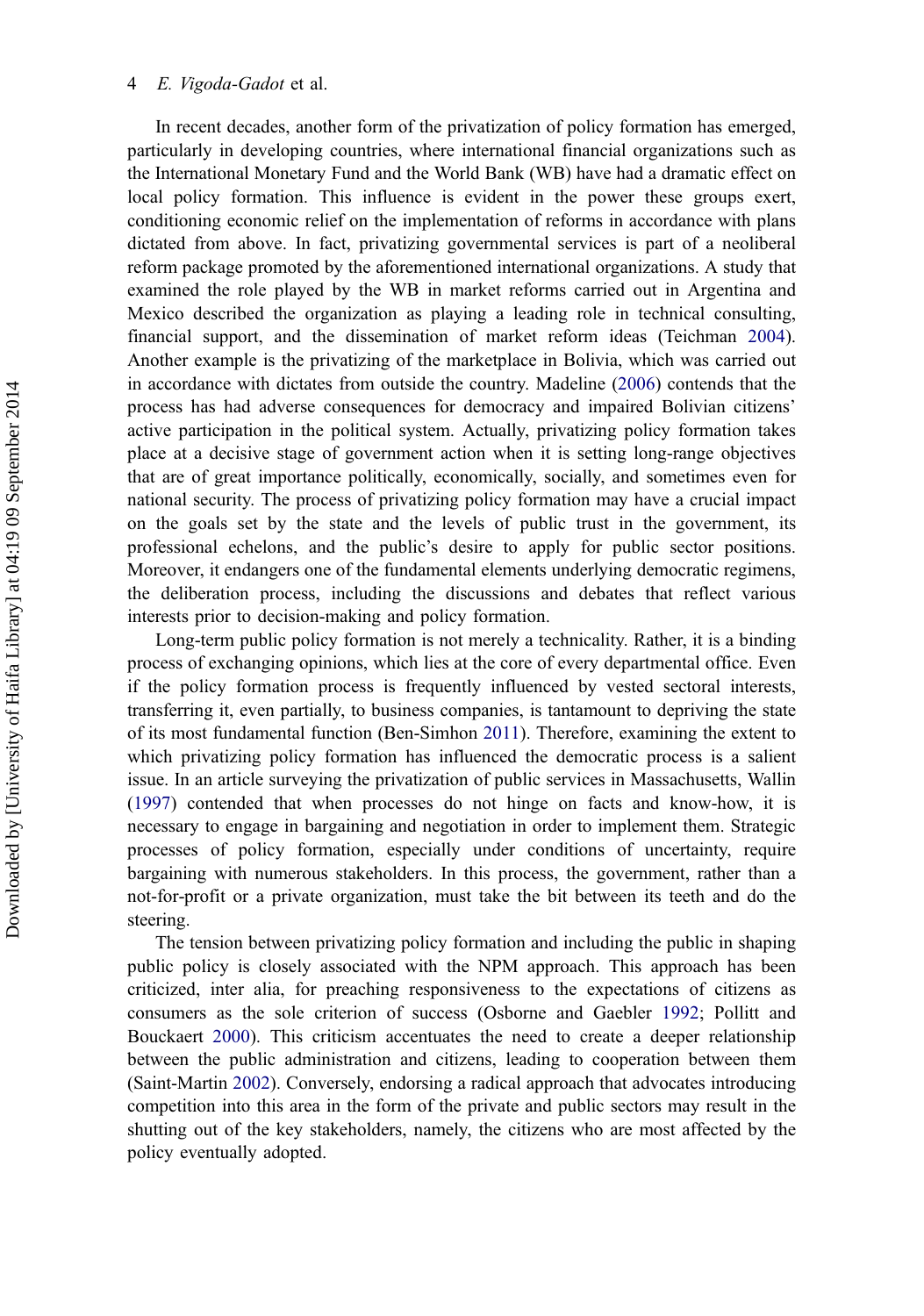In recent decades, another form of the privatization of policy formation has emerged, particularly in developing countries, where international financial organizations such as the International Monetary Fund and the World Bank (WB) have had a dramatic effect on local policy formation. This influence is evident in the power these groups exert, conditioning economic relief on the implementation of reforms in accordance with plans dictated from above. In fact, privatizing governmental services is part of a neoliberal reform package promoted by the aforementioned international organizations. A study that examined the role played by the WB in market reforms carried out in Argentina and Mexico described the organization as playing a leading role in technical consulting, financial support, and the dissemination of market reform ideas (Teichman 2004). Another example is the privatizing of the marketplace in Bolivia, which was carried out in accordance with dictates from outside the country. Madeline (2006) contends that the process has had adverse consequences for democracy and impaired Bolivian citizens' active participation in the political system. Actually, privatizing policy formation takes place at a decisive stage of government action when it is setting long-range objectives that are of great importance politically, economically, socially, and sometimes even for national security. The process of privatizing policy formation may have a crucial impact on the goals set by the state and the levels of public trust in the government, its professional echelons, and the public's desire to apply for public sector positions. Moreover, it endangers one of the fundamental elements underlying democratic regimens, the deliberation process, including the discussions and debates that reflect various interests prior to decision-making and policy formation.

Long-term public policy formation is not merely a technicality. Rather, it is a binding process of exchanging opinions, which lies at the core of every departmental office. Even if the policy formation process is frequently influenced by vested sectoral interests, transferring it, even partially, to business companies, is tantamount to depriving the state of its most fundamental function (Ben-Simhon 2011). Therefore, examining the extent to which privatizing policy formation has influenced the democratic process is a salient issue. In an article surveying the privatization of public services in Massachusetts, Wallin (1997) contended that when processes do not hinge on facts and know-how, it is necessary to engage in bargaining and negotiation in order to implement them. Strategic processes of policy formation, especially under conditions of uncertainty, require bargaining with numerous stakeholders. In this process, the government, rather than a not-for-profit or a private organization, must take the bit between its teeth and do the steering.

The tension between privatizing policy formation and including the public in shaping public policy is closely associated with the NPM approach. This approach has been criticized, inter alia, for preaching responsiveness to the expectations of citizens as consumers as the sole criterion of success (Osborne and Gaebler 1992; Pollitt and Bouckaert 2000). This criticism accentuates the need to create a deeper relationship between the public administration and citizens, leading to cooperation between them (Saint-Martin 2002). Conversely, endorsing a radical approach that advocates introducing competition into this area in the form of the private and public sectors may result in the shutting out of the key stakeholders, namely, the citizens who are most affected by the policy eventually adopted.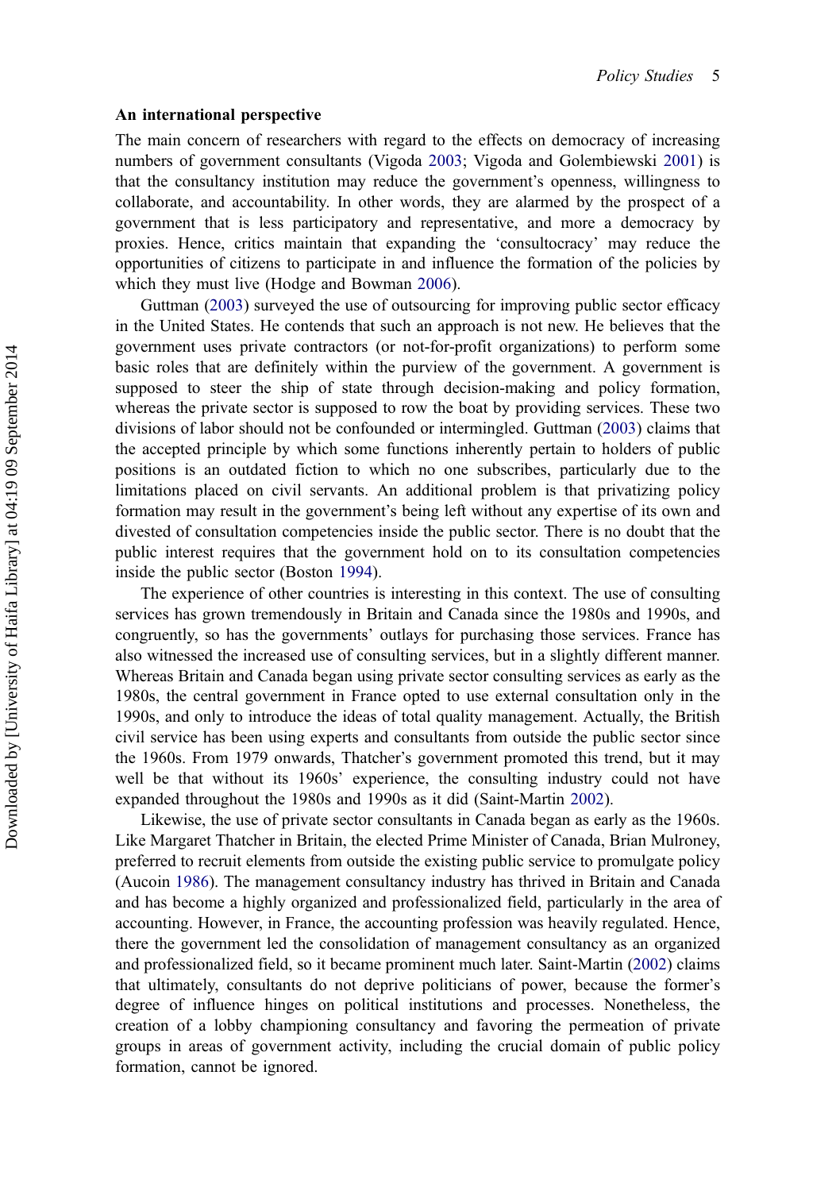**An international perspective**

The main concern of researchers with regard to the effects on democracy of increasing numbers of government consultants (Vigoda 2003; Vigoda and Golembiewski 2001) is that the consultancy institution may reduce the government's openness, willingness to collaborate, and accountability. In other words, they are alarmed by the prospect of a government that is less participatory and representative, and more a democracy by proxies. Hence, critics maintain that expanding the 'consultocracy' may reduce the opportunities of citizens to participate in and influence the formation of the policies by which they must live (Hodge and Bowman 2006).

Guttman (2003) surveyed the use of outsourcing for improving public sector efficacy in the United States. He contends that such an approach is not new. He believes that the government uses private contractors (or not-for-profit organizations) to perform some basic roles that are definitely within the purview of the government. A government is supposed to steer the ship of state through decision-making and policy formation, whereas the private sector is supposed to row the boat by providing services. These two divisions of labor should not be confounded or intermingled. Guttman (2003) claims that the accepted principle by which some functions inherently pertain to holders of public positions is an outdated fiction to which no one subscribes, particularly due to the limitations placed on civil servants. An additional problem is that privatizing policy formation may result in the government's being left without any expertise of its own and divested of consultation competencies inside the public sector. There is no doubt that the public interest requires that the government hold on to its consultation competencies inside the public sector (Boston 1994).

The experience of other countries is interesting in this context. The use of consulting services has grown tremendously in Britain and Canada since the 1980s and 1990s, and congruently, so has the governments' outlays for purchasing those services. France has also witnessed the increased use of consulting services, but in a slightly different manner. Whereas Britain and Canada began using private sector consulting services as early as the 1980s, the central government in France opted to use external consultation only in the 1990s, and only to introduce the ideas of total quality management. Actually, the British civil service has been using experts and consultants from outside the public sector since the 1960s. From 1979 onwards, Thatcher's government promoted this trend, but it may well be that without its 1960s' experience, the consulting industry could not have expanded throughout the 1980s and 1990s as it did (Saint-Martin 2002).

Likewise, the use of private sector consultants in Canada began as early as the 1960s. Like Margaret Thatcher in Britain, the elected Prime Minister of Canada, Brian Mulroney, preferred to recruit elements from outside the existing public service to promulgate policy (Aucoin 1986). The management consultancy industry has thrived in Britain and Canada and has become a highly organized and professionalized field, particularly in the area of accounting. However, in France, the accounting profession was heavily regulated. Hence, there the government led the consolidation of management consultancy as an organized and professionalized field, so it became prominent much later. Saint-Martin (2002) claims that ultimately, consultants do not deprive politicians of power, because the former's degree of influence hinges on political institutions and processes. Nonetheless, the creation of a lobby championing consultancy and favoring the permeation of private groups in areas of government activity, including the crucial domain of public policy formation, cannot be ignored.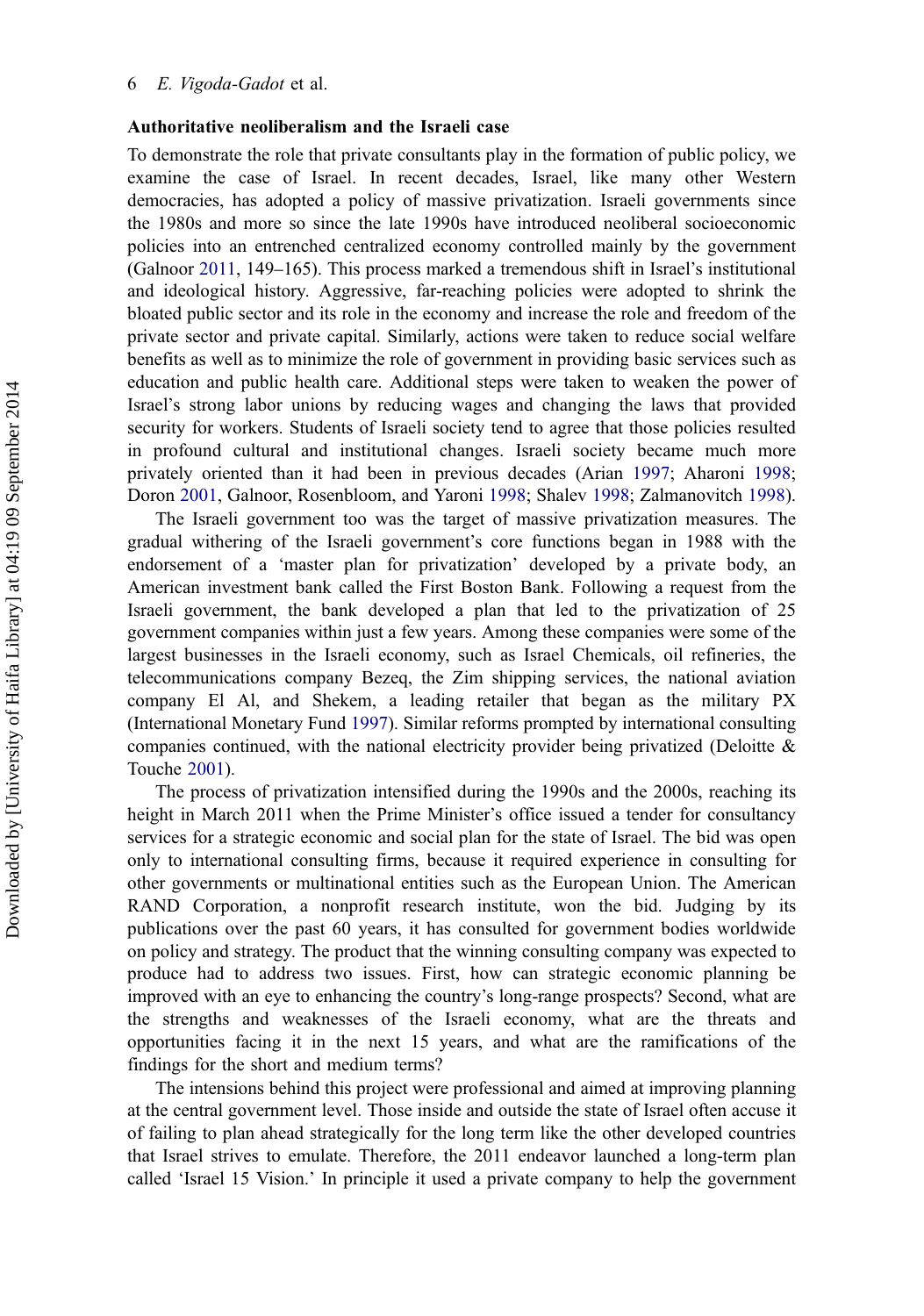### Authoritative neoliberalism and the Israeli case

To demonstrate the role that private consultants play in the formation of public policy, we examine the case of Israel. In recent decades, Israel, like many other Western democracies, has adopted a policy of massive privatization. Israeli governments since the 1980s and more so since the late 1990s have introduced neoliberal socioeconomic policies into an entrenched centralized economy controlled mainly by the government (Galnoor 2011, 149–165). This process marked a tremendous shift in Israel's institutional and ideological history. Aggressive, far-reaching policies were adopted to shrink the bloated public sector and its role in the economy and increase the role and freedom of the private sector and private capital. Similarly, actions were taken to reduce social welfare benefits as well as to minimize the role of government in providing basic services such as education and public health care. Additional steps were taken to weaken the power of Israel's strong labor unions by reducing wages and changing the laws that provided security for workers. Students of Israeli society tend to agree that those policies resulted in profound cultural and institutional changes. Israeli society became much more privately oriented than it had been in previous decades (Arian 1997; Aharoni 1998; Doron 2001, Galnoor, Rosenbloom, and Yaroni 1998; Shalev 1998; Zalmanovitch 1998).

The Israeli government too was the target of massive privatization measures. The gradual withering of the Israeli government's core functions began in 1988 with the endorsement of a 'master plan for privatization' developed by a private body, an American investment bank called the First Boston Bank. Following a request from the Israeli government, the bank developed a plan that led to the privatization of 25 government companies within just a few years. Among these companies were some of the largest businesses in the Israeli economy, such as Israel Chemicals, oil refineries, the telecommunications company Bezeq, the Zim shipping services, the national aviation company El Al, and Shekem, a leading retailer that began as the military PX (International Monetary Fund 1997). Similar reforms prompted by international consulting companies continued, with the national electricity provider being privatized (Deloitte & Touche 2001).

The process of privatization intensified during the 1990s and the 2000s, reaching its height in March 2011 when the Prime Minister's office issued a tender for consultancy services for a strategic economic and social plan for the state of Israel. The bid was open only to international consulting firms, because it required experience in consulting for other governments or multinational entities such as the European Union. The American RAND Corporation, a nonprofit research institute, won the bid. Judging by its publications over the past 60 years, it has consulted for government bodies worldwide on policy and strategy. The product that the winning consulting company was expected to produce had to address two issues. First, how can strategic economic planning be improved with an eye to enhancing the country's long-range prospects? Second, what are the strengths and weaknesses of the Israeli economy, what are the threats and opportunities facing it in the next 15 years, and what are the ramifications of the findings for the short and medium terms?

The intensions behind this project were professional and aimed at improving planning at the central government level. Those inside and outside the state of Israel often accuse it of failing to plan ahead strategically for the long term like the other developed countries that Israel strives to emulate. Therefore, the 2011 endeavor launched a long-term plan called 'Israel 15 Vision.' In principle it used a private company to help the government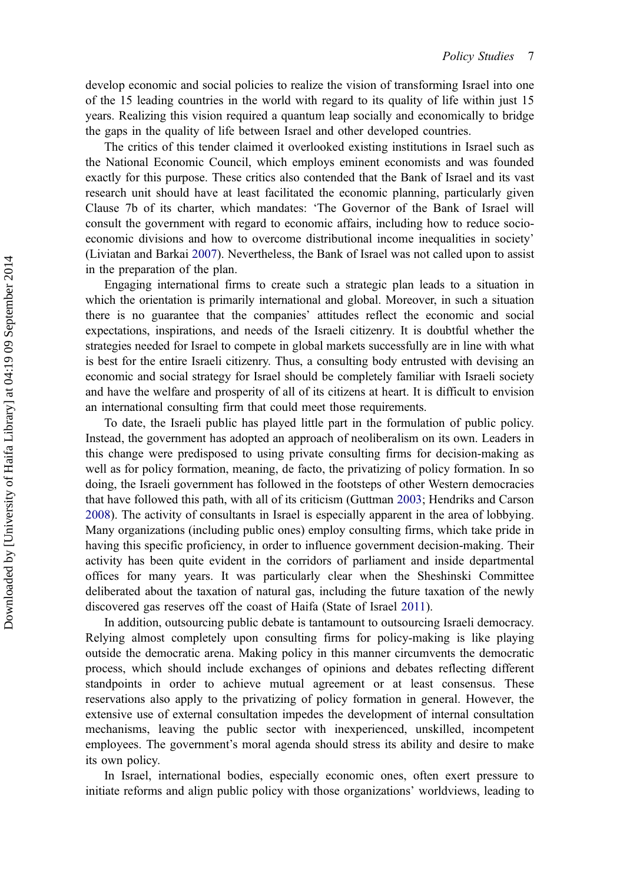develop economic and social policies to realize the vision of transforming Israel into one of the 15 leading countries in the world with regard to its quality of life within just 15 years. Realizing this vision required a quantum leap socially and economically to bridge the gaps in the quality of life between Israel and other developed countries.

The critics of this tender claimed it overlooked existing institutions in Israel such as the National Economic Council, which employs eminent economists and was founded exactly for this purpose. These critics also contended that the Bank of Israel and its vast research unit should have at least facilitated the economic planning, particularly given Clause 7b of its charter, which mandates: 'The Governor of the Bank of Israel will consult the government with regard to economic affairs, including how to reduce socio-economic divisions and how to overcome distributional income inequalities in society' (Liviatan and Barkai 2007). Nevertheless, the Bank of Israel was not called upon to assist in the preparation of the plan.

Engaging international firms to create such a strategic plan leads to a situation in which the orientation is primarily international and global. Moreover, in such a situation there is no guarantee that the companies' attitudes reflect the economic and social expectations, inspirations, and needs of the Israeli citizenry. It is doubtful whether the strategies needed for Israel to compete in global markets successfully are in line with what is best for the entire Israeli citizenry. Thus, a consulting body entrusted with devising an economic and social strategy for Israel should be completely familiar with Israeli society and have the welfare and prosperity of all of its citizens at heart. It is difficult to envision an international consulting firm that could meet those requirements.

To date, the Israeli public has played little part in the formulation of public policy. Instead, the government has adopted an approach of neoliberalism on its own. Leaders in this change were predisposed to using private consulting firms for decision-making as well as for policy formation, meaning, de facto, the privatizing of policy formation. In so doing, the Israeli government has followed in the footsteps of other Western democracies that have followed this path, with all of its criticism (Guttman 2003; Hendriks and Carson 2008). The activity of consultants in Israel is especially apparent in the area of lobbying. Many organizations (including public ones) employ consulting firms, which take pride in having this specific proficiency, in order to influence government decision-making. Their activity has been quite evident in the corridors of parliament and inside departmental offices for many years. It was particularly clear when the Sheshinski Committee deliberated about the taxation of natural gas, including the future taxation of the newly discovered gas reserves off the coast of Haifa (State of Israel 2011).

In addition, outsourcing public debate is tantamount to outsourcing Israeli democracy. Relying almost completely upon consulting firms for policy-making is like playing outside the democratic arena. Making policy in this manner circumvents the democratic process, which should include exchanges of opinions and debates reflecting different standpoints in order to achieve mutual agreement or at least consensus. These reservations also apply to the privatizing of policy formation in general. However, the extensive use of external consultation impedes the development of internal consultation mechanisms, leaving the public sector with inexperienced, unskilled, incompetent employees. The government's moral agenda should stress its ability and desire to make its own policy.

In Israel, international bodies, especially economic ones, often exert pressure to initiate reforms and align public policy with those organizations' worldviews, leading to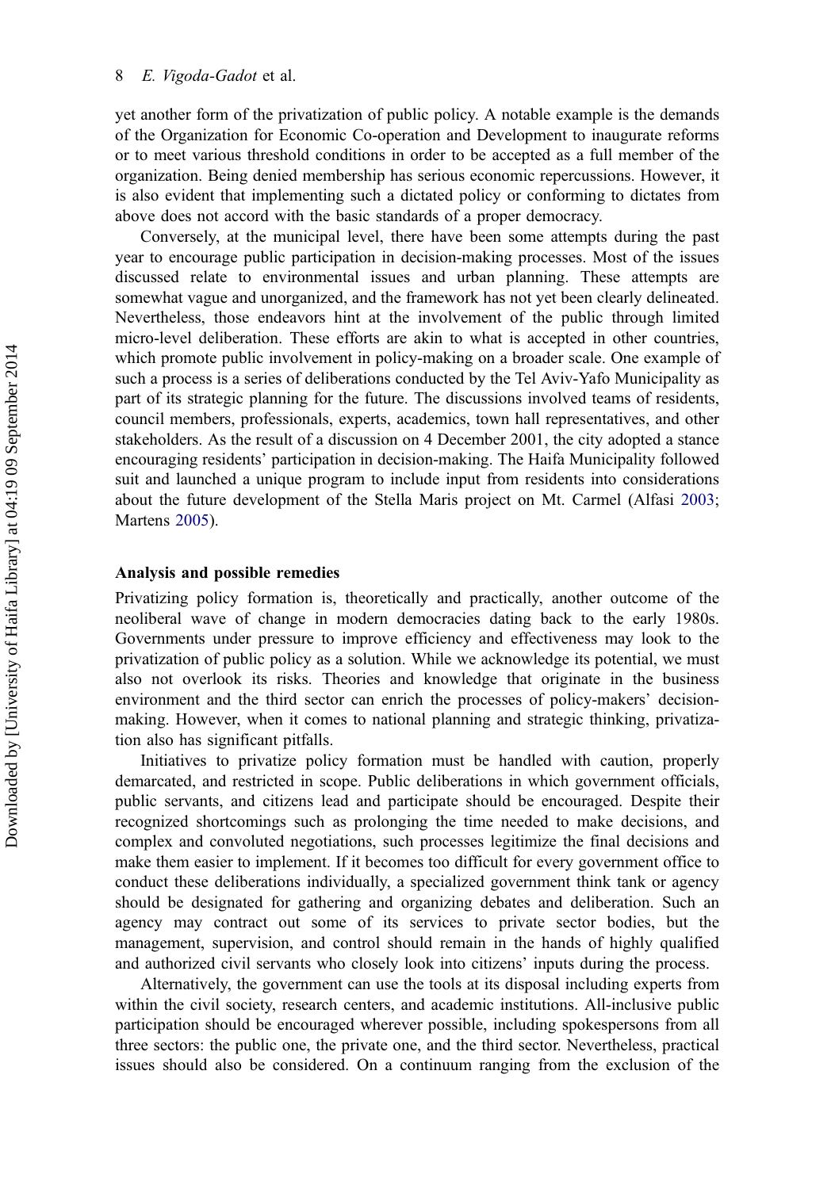yet another form of the privatization of public policy. A notable example is the demands of the Organization for Economic Co-operation and Development to inaugurate reforms or to meet various threshold conditions in order to be accepted as a full member of the organization. Being denied membership has serious economic repercussions. However, it is also evident that implementing such a dictated policy or conforming to dictates from above does not accord with the basic standards of a proper democracy.

Conversely, at the municipal level, there have been some attempts during the past year to encourage public participation in decision-making processes. Most of the issues discussed relate to environmental issues and urban planning. These attempts are somewhat vague and unorganized, and the framework has not yet been clearly delineated. Nevertheless, those endeavors hint at the involvement of the public through limited micro-level deliberation. These efforts are akin to what is accepted in other countries, which promote public involvement in policy-making on a broader scale. One example of such a process is a series of deliberations conducted by the Tel Aviv-Yafo Municipality as part of its strategic planning for the future. The discussions involved teams of residents, council members, professionals, experts, academics, town hall representatives, and other stakeholders. As the result of a discussion on 4 December 2001, the city adopted a stance encouraging residents' participation in decision-making. The Haifa Municipality followed suit and launched a unique program to include input from residents into considerations about the future development of the Stella Maris project on Mt. Carmel (Alfasi 2003; Martens 2005).

## Analysis and possible remedies

Privatizing policy formation is, theoretically and practically, another outcome of the neoliberal wave of change in modern democracies dating back to the early 1980s. Governments under pressure to improve efficiency and effectiveness may look to the privatization of public policy as a solution. While we acknowledge its potential, we must also not overlook its risks. Theories and knowledge that originate in the business environment and the third sector can enrich the processes of policy-makers' decision-making. However, when it comes to national planning and strategic thinking, privatization also has significant pitfalls.

Initiatives to privatize policy formation must be handled with caution, properly demarcated, and restricted in scope. Public deliberations in which government officials, public servants, and citizens lead and participate should be encouraged. Despite their recognized shortcomings such as prolonging the time needed to make decisions, and complex and convoluted negotiations, such processes legitimize the final decisions and make them easier to implement. If it becomes too difficult for every government office to conduct these deliberations individually, a specialized government think tank or agency should be designated for gathering and organizing debates and deliberation. Such an agency may contract out some of its services to private sector bodies, but the management, supervision, and control should remain in the hands of highly qualified and authorized civil servants who closely look into citizens' inputs during the process.

Alternatively, the government can use the tools at its disposal including experts from within the civil society, research centers, and academic institutions. All-inclusive public participation should be encouraged wherever possible, including spokespersons from all three sectors: the public one, the private one, and the third sector. Nevertheless, practical issues should also be considered. On a continuum ranging from the exclusion of the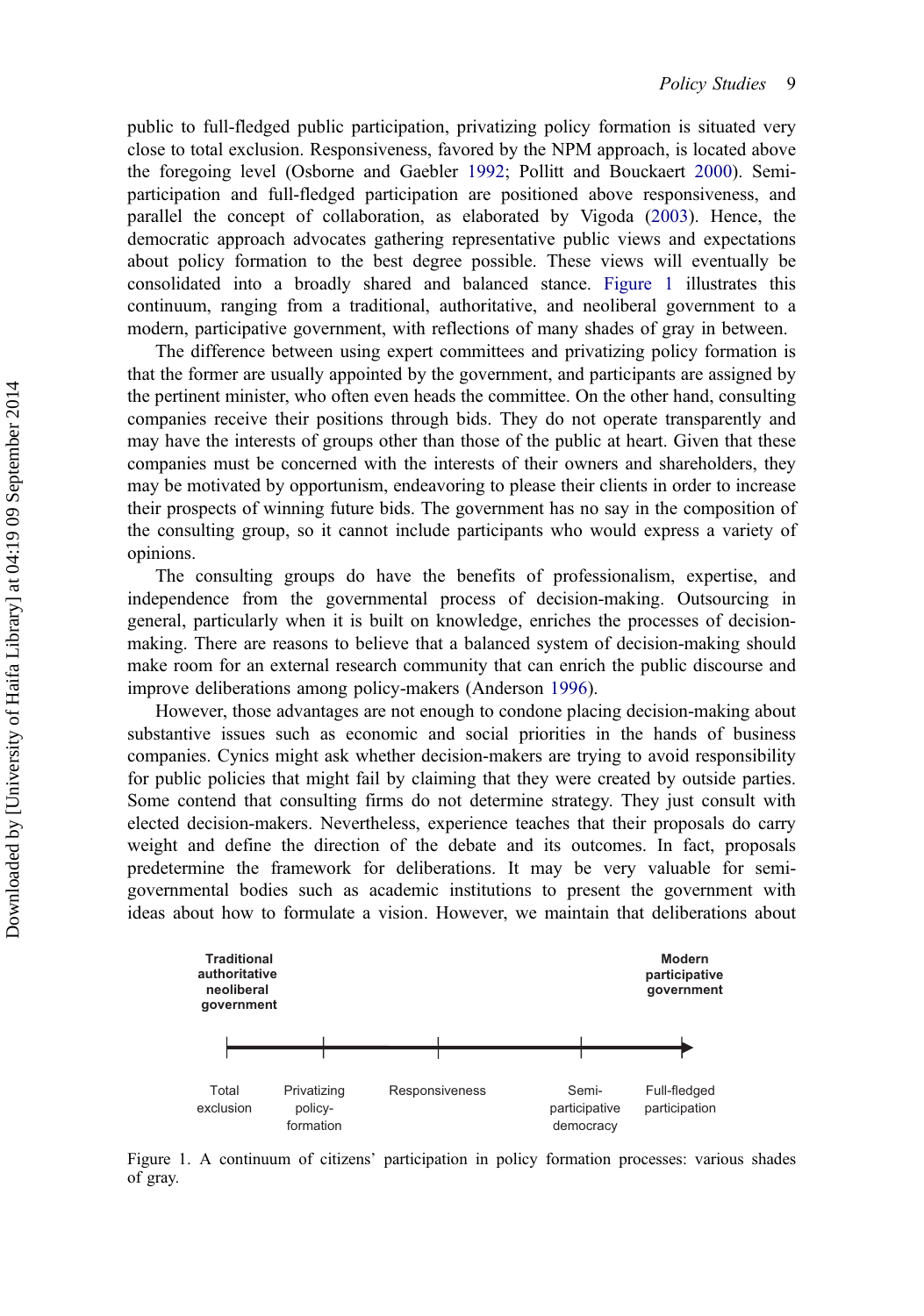public to full-fledged public participation, privatizing policy formation is situated very close to total exclusion. Responsiveness, favored by the NPM approach, is located above the foregoing level (Osborne and Gaebler 1992; Pollitt and Bouckaert 2000). Semi-participation and full-fledged participation are positioned above responsiveness, and parallel the concept of collaboration, as elaborated by Vigoda (2003). Hence, the democratic approach advocates gathering representative public views and expectations about policy formation to the best degree possible. These views will eventually be consolidated into a broadly shared and balanced stance. Figure 1 illustrates this continuum, ranging from a traditional, authoritative, and neoliberal government to a modern, participative government, with reflections of many shades of gray in between.

The difference between using expert committees and privatizing policy formation is that the former are usually appointed by the government, and participants are assigned by the pertinent minister, who often even heads the committee. On the other hand, consulting companies receive their positions through bids. They do not operate transparently and may have the interests of groups other than those of the public at heart. Given that these companies must be concerned with the interests of their owners and shareholders, they may be motivated by opportunism, endeavoring to please their clients in order to increase their prospects of winning future bids. The government has no say in the composition of the consulting group, so it cannot include participants who would express a variety of opinions.

The consulting groups do have the benefits of professionalism, expertise, and independence from the governmental process of decision-making. Outsourcing in general, particularly when it is built on knowledge, enriches the processes of decision-making. There are reasons to believe that a balanced system of decision-making should make room for an external research community that can enrich the public discourse and improve deliberations among policy-makers (Anderson 1996).

However, those advantages are not enough to condone placing decision-making about substantive issues such as economic and social priorities in the hands of business companies. Cynics might ask whether decision-makers are trying to avoid responsibility for public policies that might fail by claiming that they were created by outside parties. Some contend that consulting firms do not determine strategy. They just consult with elected decision-makers. Nevertheless, experience teaches that their proposals do carry weight and define the direction of the debate and its outcomes. In fact, proposals predetermine the framework for deliberations. It may be very valuable for semi-governmental bodies such as academic institutions to present the government with ideas about how to formulate a vision. However, we maintain that deliberations about

Traditional authoritative neoliberal government → Modern participative government

Total exclusion | Privatizing policy-formation | Responsiveness | Semi-participative democracy | Full-fledged participation

Figure 1. A continuum of citizens' participation in policy formation processes: various shades of gray.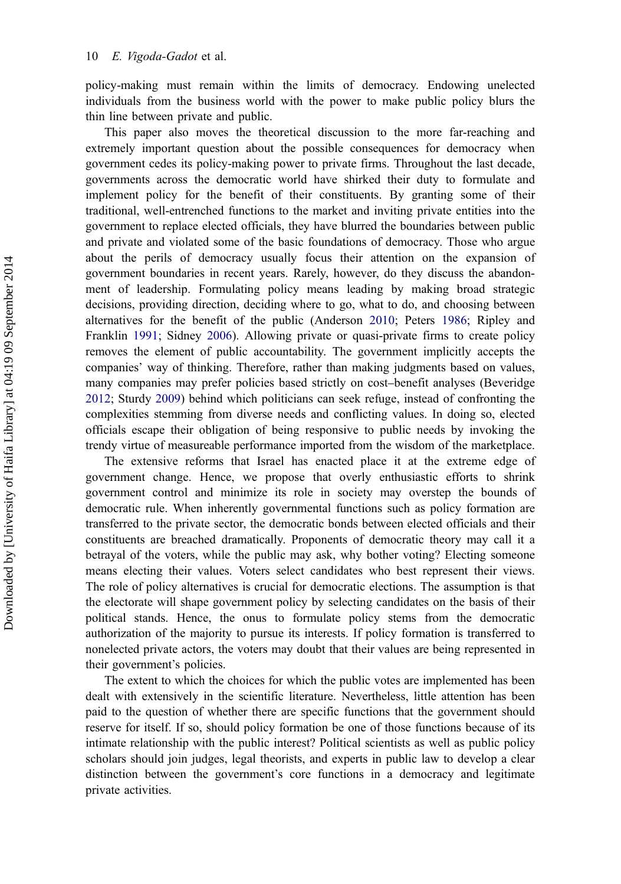policy-making must remain within the limits of democracy. Endowing unelected individuals from the business world with the power to make public policy blurs the thin line between private and public.

This paper also moves the theoretical discussion to the more far-reaching and extremely important question about the possible consequences for democracy when government cedes its policy-making power to private firms. Throughout the last decade, governments across the democratic world have shirked their duty to formulate and implement policy for the benefit of their constituents. By granting some of their traditional, well-entrenched functions to the market and inviting private entities into the government to replace elected officials, they have blurred the boundaries between public and private and violated some of the basic foundations of democracy. Those who argue about the perils of democracy usually focus their attention on the expansion of government boundaries in recent years. Rarely, however, do they discuss the abandonment of leadership. Formulating policy means leading by making broad strategic decisions, providing direction, deciding where to go, what to do, and choosing between alternatives for the benefit of the public (Anderson 2010; Peters 1986; Ripley and Franklin 1991; Sidney 2006). Allowing private or quasi-private firms to create policy removes the element of public accountability. The government implicitly accepts the companies' way of thinking. Therefore, rather than making judgments based on values, many companies may prefer policies based strictly on cost–benefit analyses (Beveridge 2012; Sturdy 2009) behind which politicians can seek refuge, instead of confronting the complexities stemming from diverse needs and conflicting values. In doing so, elected officials escape their obligation of being responsive to public needs by invoking the trendy virtue of measureable performance imported from the wisdom of the marketplace.

The extensive reforms that Israel has enacted place it at the extreme edge of government change. Hence, we propose that overly enthusiastic efforts to shrink government control and minimize its role in society may overstep the bounds of democratic rule. When inherently governmental functions such as policy formation are transferred to the private sector, the democratic bonds between elected officials and their constituents are breached dramatically. Proponents of democratic theory may call it a betrayal of the voters, while the public may ask, why bother voting? Electing someone means electing their values. Voters select candidates who best represent their views. The role of policy alternatives is crucial for democratic elections. The assumption is that the electorate will shape government policy by selecting candidates on the basis of their political stands. Hence, the onus to formulate policy stems from the democratic authorization of the majority to pursue its interests. If policy formation is transferred to nonelected private actors, the voters may doubt that their values are being represented in their government's policies.

The extent to which the choices for which the public votes are implemented has been dealt with extensively in the scientific literature. Nevertheless, little attention has been paid to the question of whether there are specific functions that the government should reserve for itself. If so, should policy formation be one of those functions because of its intimate relationship with the public interest? Political scientists as well as public policy scholars should join judges, legal theorists, and experts in public law to develop a clear distinction between the government's core functions in a democracy and legitimate private activities.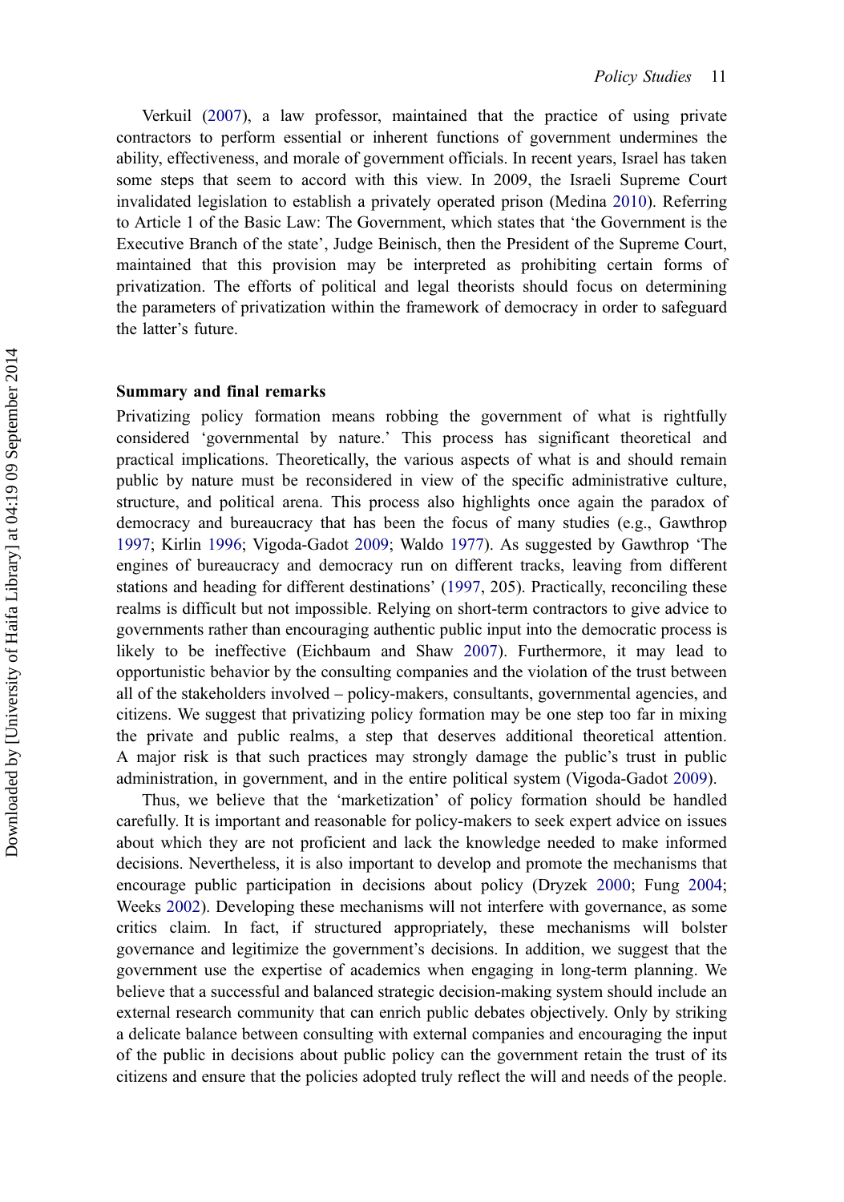Verkuil (2007), a law professor, maintained that the practice of using private contractors to perform essential or inherent functions of government undermines the ability, effectiveness, and morale of government officials. In recent years, Israel has taken some steps that seem to accord with this view. In 2009, the Israeli Supreme Court invalidated legislation to establish a privately operated prison (Medina 2010). Referring to Article 1 of the Basic Law: The Government, which states that 'the Government is the Executive Branch of the state', Judge Beinisch, then the President of the Supreme Court, maintained that this provision may be interpreted as prohibiting certain forms of privatization. The efforts of political and legal theorists should focus on determining the parameters of privatization within the framework of democracy in order to safeguard the latter's future.

## Summary and final remarks

Privatizing policy formation means robbing the government of what is rightfully considered 'governmental by nature.' This process has significant theoretical and practical implications. Theoretically, the various aspects of what is and should remain public by nature must be reconsidered in view of the specific administrative culture, structure, and political arena. This process also highlights once again the paradox of democracy and bureaucracy that has been the focus of many studies (e.g., Gawthrop 1997; Kirlin 1996; Vigoda-Gadot 2009; Waldo 1977). As suggested by Gawthrop 'The engines of bureaucracy and democracy run on different tracks, leaving from different stations and heading for different destinations' (1997, 205). Practically, reconciling these realms is difficult but not impossible. Relying on short-term contractors to give advice to governments rather than encouraging authentic public input into the democratic process is likely to be ineffective (Eichbaum and Shaw 2007). Furthermore, it may lead to opportunistic behavior by the consulting companies and the violation of the trust between all of the stakeholders involved – policy-makers, consultants, governmental agencies, and citizens. We suggest that privatizing policy formation may be one step too far in mixing the private and public realms, a step that deserves additional theoretical attention. A major risk is that such practices may strongly damage the public's trust in public administration, in government, and in the entire political system (Vigoda-Gadot 2009).

Thus, we believe that the 'marketization' of policy formation should be handled carefully. It is important and reasonable for policy-makers to seek expert advice on issues about which they are not proficient and lack the knowledge needed to make informed decisions. Nevertheless, it is also important to develop and promote the mechanisms that encourage public participation in decisions about policy (Dryzek 2000; Fung 2004; Weeks 2002). Developing these mechanisms will not interfere with governance, as some critics claim. In fact, if structured appropriately, these mechanisms will bolster governance and legitimize the government's decisions. In addition, we suggest that the government use the expertise of academics when engaging in long-term planning. We believe that a successful and balanced strategic decision-making system should include an external research community that can enrich public debates objectively. Only by striking a delicate balance between consulting with external companies and encouraging the input of the public in decisions about public policy can the government retain the trust of its citizens and ensure that the policies adopted truly reflect the will and needs of the people.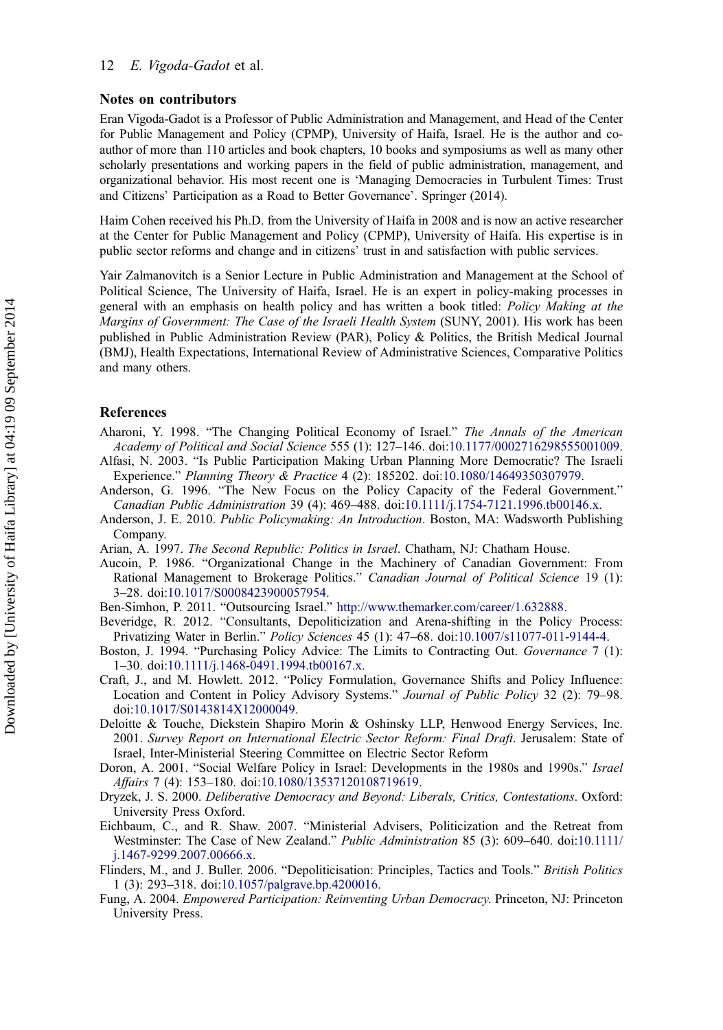## Notes on contributors

Eran Vigoda-Gadot is a Professor of Public Administration and Management, and Head of the Center for Public Management and Policy (CPMP), University of Haifa, Israel. He is the author and co-author of more than 110 articles and book chapters, 10 books and symposiums as well as many other scholarly presentations and working papers in the field of public administration, management, and organizational behavior. His most recent one is 'Managing Democracies in Turbulent Times: Trust and Citizens' Participation as a Road to Better Governance'. Springer (2014).

Haim Cohen received his Ph.D. from the University of Haifa in 2008 and is now an active researcher at the Center for Public Management and Policy (CPMP), University of Haifa. His expertise is in public sector reforms and change and in citizens' trust in and satisfaction with public services.

Yair Zalmanovitch is a Senior Lecture in Public Administration and Management at the School of Political Science, The University of Haifa, Israel. He is an expert in policy-making processes in general with an emphasis on health policy and has written a book titled: *Policy Making at the Margins of Government: The Case of the Israeli Health System* (SUNY, 2001). His work has been published in Public Administration Review (PAR), Policy & Politics, the British Medical Journal (BMJ), Health Expectations, International Review of Administrative Sciences, Comparative Politics and many others.

## References

Aharoni, Y. 1998. "The Changing Political Economy of Israel." *The Annals of the American Academy of Political and Social Science* 555 (1): 127–146. doi:10.1177/0002716298555001009.

Alfasi, N. 2003. "Is Public Participation Making Urban Planning More Democratic? The Israeli Experience." *Planning Theory & Practice* 4 (2): 185202. doi:10.1080/14649350307979.

Anderson, G. 1996. "The New Focus on the Policy Capacity of the Federal Government." *Canadian Public Administration* 39 (4): 469–488. doi:10.1111/j.1754-7121.1996.tb00146.x.

Anderson, J. E. 2010. *Public Policymaking: An Introduction*. Boston, MA: Wadsworth Publishing Company.

Arian, A. 1997. *The Second Republic: Politics in Israel*. Chatham, NJ: Chatham House.

Aucoin, P. 1986. "Organizational Change in the Machinery of Canadian Government: From Rational Management to Brokerage Politics." *Canadian Journal of Political Science* 19 (1): 3–28. doi:10.1017/S0008423900057954.

Ben-Simhon, P. 2011. "Outsourcing Israel." http://www.themarker.com/career/1.632888.

Beveridge, R. 2012. "Consultants, Depoliticization and Arena-shifting in the Policy Process: Privatizing Water in Berlin." *Policy Sciences* 45 (1): 47–68. doi:10.1007/s11077-011-9144-4.

Boston, J. 1994. "Purchasing Policy Advice: The Limits to Contracting Out. *Governance* 7 (1): 1–30. doi:10.1111/j.1468-0491.1994.tb00167.x.

Craft, J., and M. Howlett. 2012. "Policy Formulation, Governance Shifts and Policy Influence: Location and Content in Policy Advisory Systems." *Journal of Public Policy* 32 (2): 79–98. doi:10.1017/S0143814X12000049.

Deloitte & Touche, Dickstein Shapiro Morin & Oshinsky LLP, Henwood Energy Services, Inc. 2001. *Survey Report on International Electric Sector Reform: Final Draft*. Jerusalem: State of Israel, Inter-Ministerial Steering Committee on Electric Sector Reform

Doron, A. 2001. "Social Welfare Policy in Israel: Developments in the 1980s and 1990s." *Israel Affairs* 7 (4): 153–180. doi:10.1080/13537120108719619.

Dryzek, J. S. 2000. *Deliberative Democracy and Beyond: Liberals, Critics, Contestations*. Oxford: University Press Oxford.

Eichbaum, C., and R. Shaw. 2007. "Ministerial Advisers, Politicization and the Retreat from Westminster: The Case of New Zealand." *Public Administration* 85 (3): 609–640. doi:10.1111/j.1467-9299.2007.00666.x.

Flinders, M., and J. Buller. 2006. "Depoliticisation: Principles, Tactics and Tools." *British Politics* 1 (3): 293–318. doi:10.1057/palgrave.bp.4200016.

Fung, A. 2004. *Empowered Participation: Reinventing Urban Democracy*. Princeton, NJ: Princeton University Press.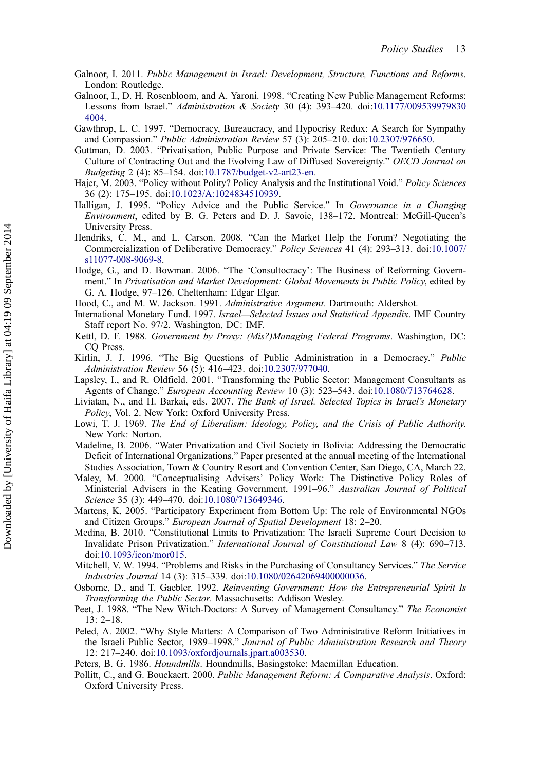Galnoor, I. 2011. *Public Management in Israel: Development, Structure, Functions and Reforms*. London: Routledge.

Galnoor, I., D. H. Rosenbloom, and A. Yaroni. 1998. "Creating New Public Management Reforms: Lessons from Israel." *Administration & Society* 30 (4): 393–420. doi:10.1177/0095399798304004.

Gawthrop, L. C. 1997. "Democracy, Bureaucracy, and Hypocrisy Redux: A Search for Sympathy and Compassion." *Public Administration Review* 57 (3): 205–210. doi:10.2307/976650.

Guttman, D. 2003. "Privatisation, Public Purpose and Private Service: The Twentieth Century Culture of Contracting Out and the Evolving Law of Diffused Sovereignty." *OECD Journal on Budgeting* 2 (4): 85–154. doi:10.1787/budget-v2-art23-en.

Hajer, M. 2003. "Policy without Polity? Policy Analysis and the Institutional Void." *Policy Sciences* 36 (2): 175–195. doi:10.1023/A:1024834510939.

Halligan, J. 1995. "Policy Advice and the Public Service." In *Governance in a Changing Environment*, edited by B. G. Peters and D. J. Savoie, 138–172. Montreal: McGill-Queen's University Press.

Hendriks, C. M., and L. Carson. 2008. "Can the Market Help the Forum? Negotiating the Commercialization of Deliberative Democracy." *Policy Sciences* 41 (4): 293–313. doi:10.1007/s11077-008-9069-8.

Hodge, G., and D. Bowman. 2006. "The 'Consultocracy': The Business of Reforming Government." In *Privatisation and Market Development: Global Movements in Public Policy*, edited by G. A. Hodge, 97–126. Cheltenham: Edgar Elgar.

Hood, C., and M. W. Jackson. 1991. *Administrative Argument*. Dartmouth: Aldershot.

International Monetary Fund. 1997. *Israel—Selected Issues and Statistical Appendix*. IMF Country Staff report No. 97/2. Washington, DC: IMF.

Kettl, D. F. 1988. *Government by Proxy: (Mis?)Managing Federal Programs*. Washington, DC: CQ Press.

Kirlin, J. J. 1996. "The Big Questions of Public Administration in a Democracy." *Public Administration Review* 56 (5): 416–423. doi:10.2307/977040.

Lapsley, I., and R. Oldfield. 2001. "Transforming the Public Sector: Management Consultants as Agents of Change." *European Accounting Review* 10 (3): 523–543. doi:10.1080/713764628.

Liviatan, N., and H. Barkai, eds. 2007. *The Bank of Israel. Selected Topics in Israel's Monetary Policy*, Vol. 2. New York: Oxford University Press.

Lowi, T. J. 1969. *The End of Liberalism: Ideology, Policy, and the Crisis of Public Authority*. New York: Norton.

Madeline, B. 2006. "Water Privatization and Civil Society in Bolivia: Addressing the Democratic Deficit of International Organizations." Paper presented at the annual meeting of the International Studies Association, Town & Country Resort and Convention Center, San Diego, CA, March 22.

Maley, M. 2000. "Conceptualising Advisers' Policy Work: The Distinctive Policy Roles of Ministerial Advisers in the Keating Government, 1991–96." *Australian Journal of Political Science* 35 (3): 449–470. doi:10.1080/713649346.

Martens, K. 2005. "Participatory Experiment from Bottom Up: The role of Environmental NGOs and Citizen Groups." *European Journal of Spatial Development* 18: 2–20.

Medina, B. 2010. "Constitutional Limits to Privatization: The Israeli Supreme Court Decision to Invalidate Prison Privatization." *International Journal of Constitutional Law* 8 (4): 690–713. doi:10.1093/icon/mor015.

Mitchell, V. W. 1994. "Problems and Risks in the Purchasing of Consultancy Services." *The Service Industries Journal* 14 (3): 315–339. doi:10.1080/02642069400000036.

Osborne, D., and T. Gaebler. 1992. *Reinventing Government: How the Entrepreneurial Spirit Is Transforming the Public Sector*. Massachusetts: Addison Wesley.

Peet, J. 1988. "The New Witch-Doctors: A Survey of Management Consultancy." *The Economist* 13: 2–18.

Peled, A. 2002. "Why Style Matters: A Comparison of Two Administrative Reform Initiatives in the Israeli Public Sector, 1989–1998." *Journal of Public Administration Research and Theory* 12: 217–240. doi:10.1093/oxfordjournals.jpart.a003530.

Peters, B. G. 1986. *Houndmills*. Houndmills, Basingstoke: Macmillan Education.

Pollitt, C., and G. Bouckaert. 2000. *Public Management Reform: A Comparative Analysis*. Oxford: Oxford University Press.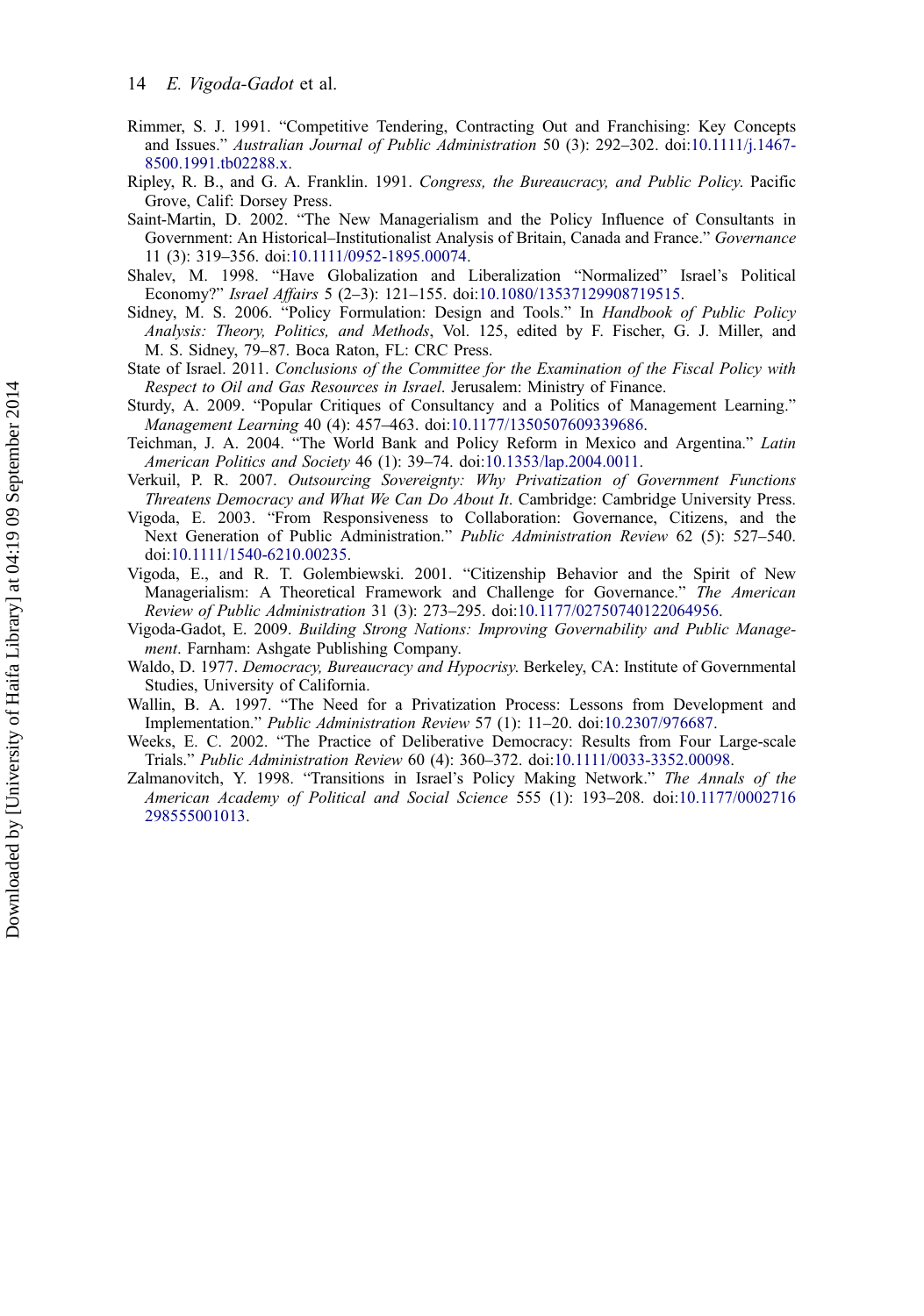Rimmer, S. J. 1991. “Competitive Tendering, Contracting Out and Franchising: Key Concepts and Issues.” *Australian Journal of Public Administration* 50 (3): 292–302. doi:10.1111/j.1467-8500.1991.tb02288.x.

Ripley, R. B., and G. A. Franklin. 1991. *Congress, the Bureaucracy, and Public Policy*. Pacific Grove, Calif: Dorsey Press.

Saint-Martin, D. 2002. “The New Managerialism and the Policy Influence of Consultants in Government: An Historical–Institutionalist Analysis of Britain, Canada and France.” *Governance* 11 (3): 319–356. doi:10.1111/0952-1895.00074.

Shalev, M. 1998. “Have Globalization and Liberalization “Normalized” Israel’s Political Economy?” *Israel Affairs* 5 (2–3): 121–155. doi:10.1080/13537129908719515.

Sidney, M. S. 2006. “Policy Formulation: Design and Tools.” In *Handbook of Public Policy Analysis: Theory, Politics, and Methods*, Vol. 125, edited by F. Fischer, G. J. Miller, and M. S. Sidney, 79–87. Boca Raton, FL: CRC Press.

State of Israel. 2011. *Conclusions of the Committee for the Examination of the Fiscal Policy with Respect to Oil and Gas Resources in Israel*. Jerusalem: Ministry of Finance.

Sturdy, A. 2009. “Popular Critiques of Consultancy and a Politics of Management Learning.” *Management Learning* 40 (4): 457–463. doi:10.1177/1350507609339686.

Teichman, J. A. 2004. “The World Bank and Policy Reform in Mexico and Argentina.” *Latin American Politics and Society* 46 (1): 39–74. doi:10.1353/lap.2004.0011.

Verkuil, P. R. 2007. *Outsourcing Sovereignty: Why Privatization of Government Functions Threatens Democracy and What We Can Do About It*. Cambridge: Cambridge University Press.

Vigoda, E. 2003. “From Responsiveness to Collaboration: Governance, Citizens, and the Next Generation of Public Administration.” *Public Administration Review* 62 (5): 527–540. doi:10.1111/1540-6210.00235.

Vigoda, E., and R. T. Golembiewski. 2001. “Citizenship Behavior and the Spirit of New Managerialism: A Theoretical Framework and Challenge for Governance.” *The American Review of Public Administration* 31 (3): 273–295. doi:10.1177/02750740122064956.

Vigoda-Gadot, E. 2009. *Building Strong Nations: Improving Governability and Public Management*. Farnham: Ashgate Publishing Company.

Waldo, D. 1977. *Democracy, Bureaucracy and Hypocrisy*. Berkeley, CA: Institute of Governmental Studies, University of California.

Wallin, B. A. 1997. “The Need for a Privatization Process: Lessons from Development and Implementation.” *Public Administration Review* 57 (1): 11–20. doi:10.2307/976687.

Weeks, E. C. 2002. “The Practice of Deliberative Democracy: Results from Four Large-scale Trials.” *Public Administration Review* 60 (4): 360–372. doi:10.1111/0033-3352.00098.

Zalmanovitch, Y. 1998. “Transitions in Israel’s Policy Making Network.” *The Annals of the American Academy of Political and Social Science* 555 (1): 193–208. doi:10.1177/0002716298555001013.